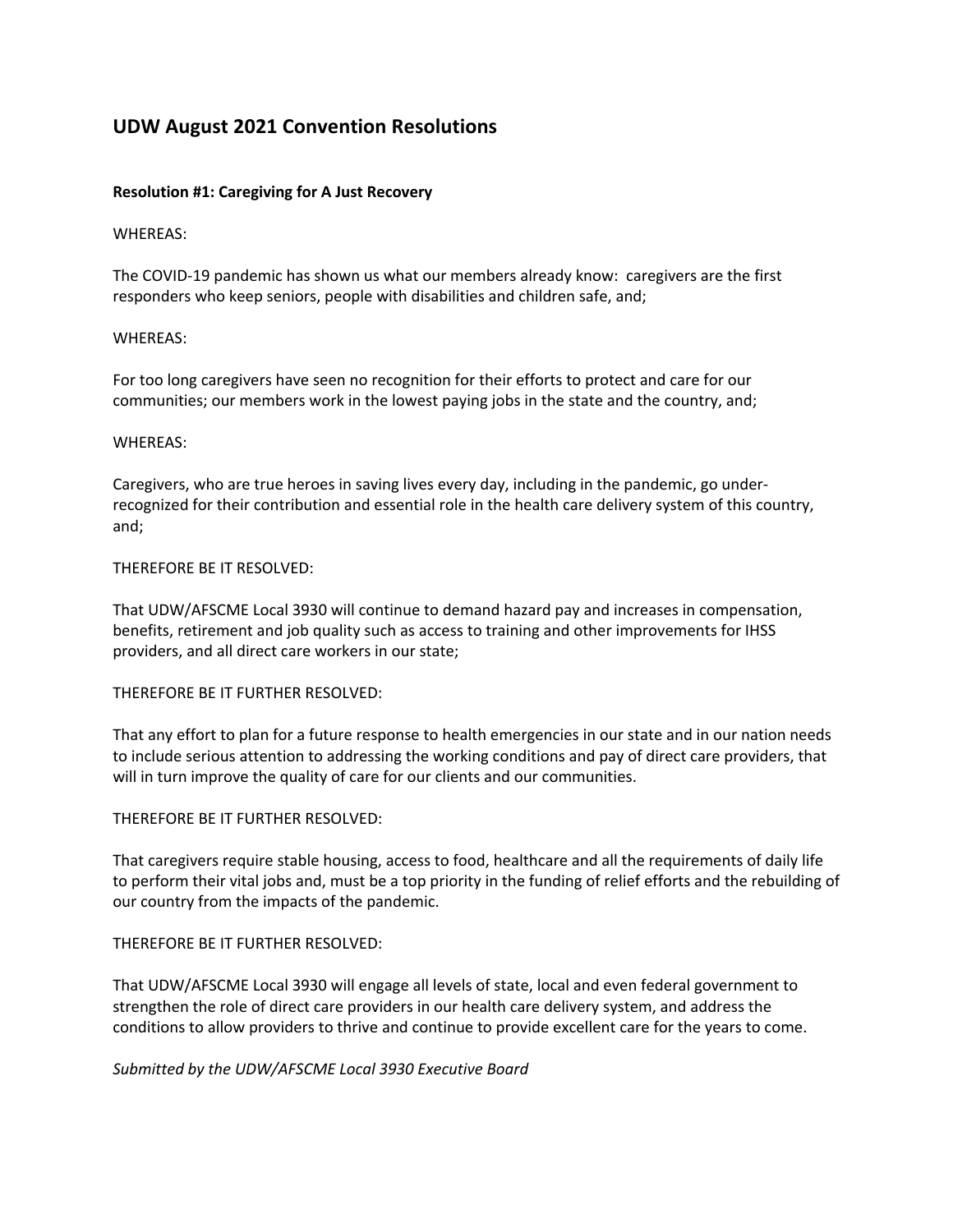# UDW August 2021 Convention Resolutions

**Resolution #1: Caregiving for A Just Recovery**

WHEREAS:

The COVID-19 pandemic has shown us what our members already know: caregivers are the first responders who keep seniors, people with disabilities and children safe, and;

WHEREAS:

For too long caregivers have seen no recognition for their efforts to protect and care for our communities; our members work in the lowest paying jobs in the state and the country, and;

WHEREAS:

Caregivers, who are true heroes in saving lives every day, including in the pandemic, go under-recognized for their contribution and essential role in the health care delivery system of this country, and;

THEREFORE BE IT RESOLVED:

That UDW/AFSCME Local 3930 will continue to demand hazard pay and increases in compensation, benefits, retirement and job quality such as access to training and other improvements for IHSS providers, and all direct care workers in our state;

THEREFORE BE IT FURTHER RESOLVED:

That any effort to plan for a future response to health emergencies in our state and in our nation needs to include serious attention to addressing the working conditions and pay of direct care providers, that will in turn improve the quality of care for our clients and our communities.

THEREFORE BE IT FURTHER RESOLVED:

That caregivers require stable housing, access to food, healthcare and all the requirements of daily life to perform their vital jobs and, must be a top priority in the funding of relief efforts and the rebuilding of our country from the impacts of the pandemic.

THEREFORE BE IT FURTHER RESOLVED:

That UDW/AFSCME Local 3930 will engage all levels of state, local and even federal government to strengthen the role of direct care providers in our health care delivery system, and address the conditions to allow providers to thrive and continue to provide excellent care for the years to come.

*Submitted by the UDW/AFSCME Local 3930 Executive Board*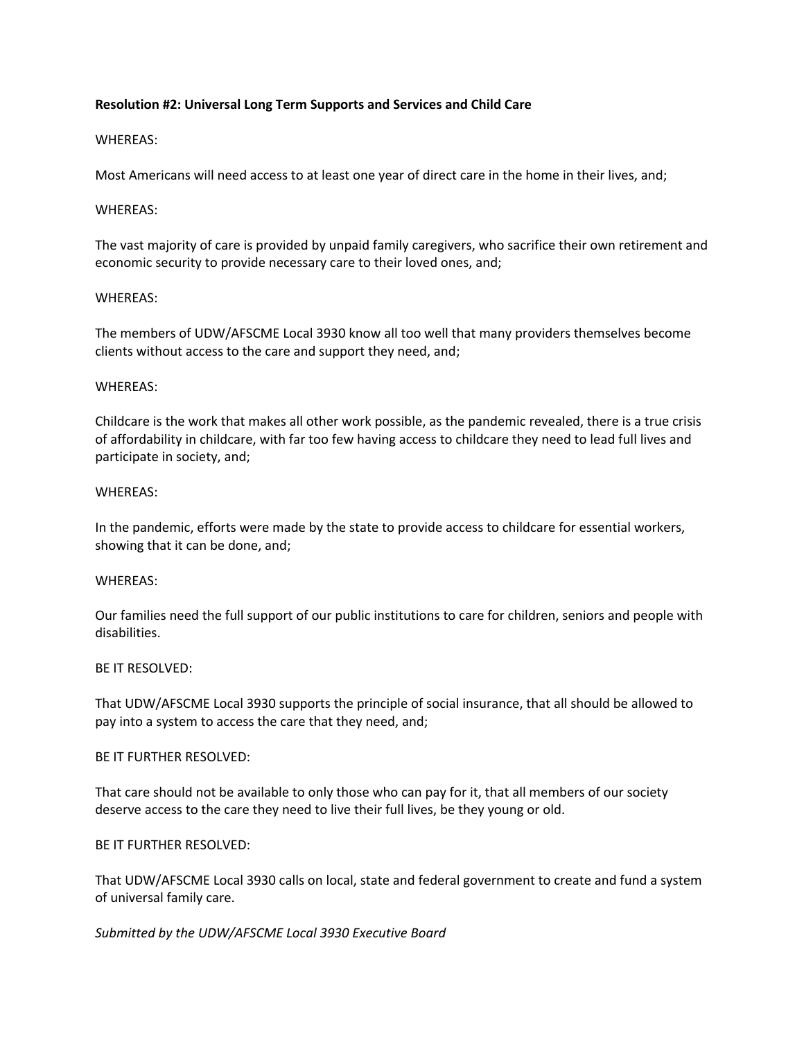**Resolution #2: Universal Long Term Supports and Services and Child Care**

WHEREAS:

Most Americans will need access to at least one year of direct care in the home in their lives, and;

WHEREAS:

The vast majority of care is provided by unpaid family caregivers, who sacrifice their own retirement and economic security to provide necessary care to their loved ones, and;

WHEREAS:

The members of UDW/AFSCME Local 3930 know all too well that many providers themselves become clients without access to the care and support they need, and;

WHEREAS:

Childcare is the work that makes all other work possible, as the pandemic revealed, there is a true crisis of affordability in childcare, with far too few having access to childcare they need to lead full lives and participate in society, and;

WHEREAS:

In the pandemic, efforts were made by the state to provide access to childcare for essential workers, showing that it can be done, and;

WHEREAS:

Our families need the full support of our public institutions to care for children, seniors and people with disabilities.

BE IT RESOLVED:

That UDW/AFSCME Local 3930 supports the principle of social insurance, that all should be allowed to pay into a system to access the care that they need, and;

BE IT FURTHER RESOLVED:

That care should not be available to only those who can pay for it, that all members of our society deserve access to the care they need to live their full lives, be they young or old.

BE IT FURTHER RESOLVED:

That UDW/AFSCME Local 3930 calls on local, state and federal government to create and fund a system of universal family care.

*Submitted by the UDW/AFSCME Local 3930 Executive Board*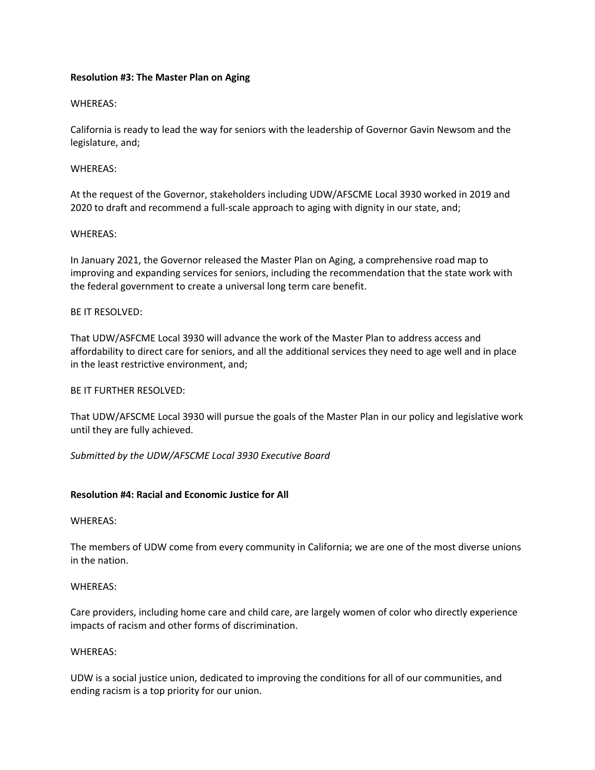**Resolution #3: The Master Plan on Aging**

WHEREAS:

California is ready to lead the way for seniors with the leadership of Governor Gavin Newsom and the legislature, and;

WHEREAS:

At the request of the Governor, stakeholders including UDW/AFSCME Local 3930 worked in 2019 and 2020 to draft and recommend a full-scale approach to aging with dignity in our state, and;

WHEREAS:

In January 2021, the Governor released the Master Plan on Aging, a comprehensive road map to improving and expanding services for seniors, including the recommendation that the state work with the federal government to create a universal long term care benefit.

BE IT RESOLVED:

That UDW/ASFCME Local 3930 will advance the work of the Master Plan to address access and affordability to direct care for seniors, and all the additional services they need to age well and in place in the least restrictive environment, and;

BE IT FURTHER RESOLVED:

That UDW/AFSCME Local 3930 will pursue the goals of the Master Plan in our policy and legislative work until they are fully achieved.

*Submitted by the UDW/AFSCME Local 3930 Executive Board*

**Resolution #4: Racial and Economic Justice for All**

WHEREAS:

The members of UDW come from every community in California; we are one of the most diverse unions in the nation.

WHEREAS:

Care providers, including home care and child care, are largely women of color who directly experience impacts of racism and other forms of discrimination.

WHEREAS:

UDW is a social justice union, dedicated to improving the conditions for all of our communities, and ending racism is a top priority for our union.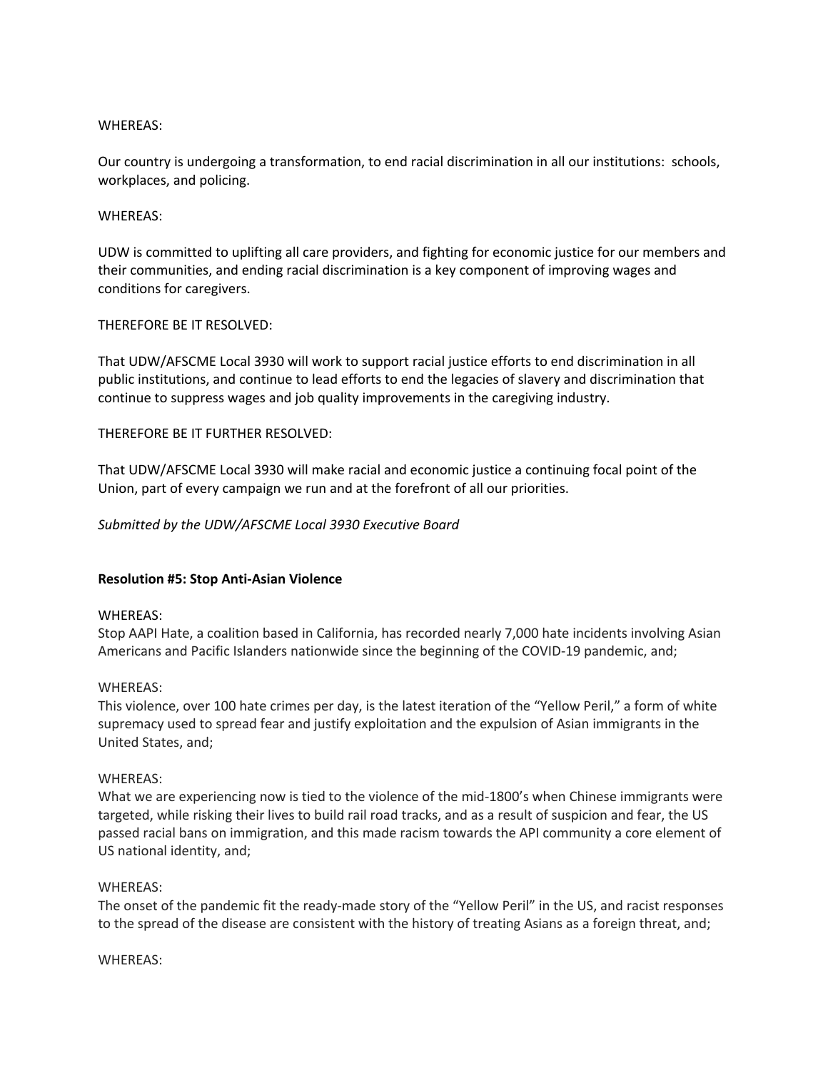WHEREAS:

Our country is undergoing a transformation, to end racial discrimination in all our institutions: schools, workplaces, and policing.

WHEREAS:

UDW is committed to uplifting all care providers, and fighting for economic justice for our members and their communities, and ending racial discrimination is a key component of improving wages and conditions for caregivers.

THEREFORE BE IT RESOLVED:

That UDW/AFSCME Local 3930 will work to support racial justice efforts to end discrimination in all public institutions, and continue to lead efforts to end the legacies of slavery and discrimination that continue to suppress wages and job quality improvements in the caregiving industry.

THEREFORE BE IT FURTHER RESOLVED:

That UDW/AFSCME Local 3930 will make racial and economic justice a continuing focal point of the Union, part of every campaign we run and at the forefront of all our priorities.

*Submitted by the UDW/AFSCME Local 3930 Executive Board*

**Resolution #5: Stop Anti-Asian Violence**

WHEREAS:
Stop AAPI Hate, a coalition based in California, has recorded nearly 7,000 hate incidents involving Asian Americans and Pacific Islanders nationwide since the beginning of the COVID-19 pandemic, and;

WHEREAS:
This violence, over 100 hate crimes per day, is the latest iteration of the "Yellow Peril," a form of white supremacy used to spread fear and justify exploitation and the expulsion of Asian immigrants in the United States, and;

WHEREAS:
What we are experiencing now is tied to the violence of the mid-1800's when Chinese immigrants were targeted, while risking their lives to build rail road tracks, and as a result of suspicion and fear, the US passed racial bans on immigration, and this made racism towards the API community a core element of US national identity, and;

WHEREAS:
The onset of the pandemic fit the ready-made story of the "Yellow Peril" in the US, and racist responses to the spread of the disease are consistent with the history of treating Asians as a foreign threat, and;

WHEREAS: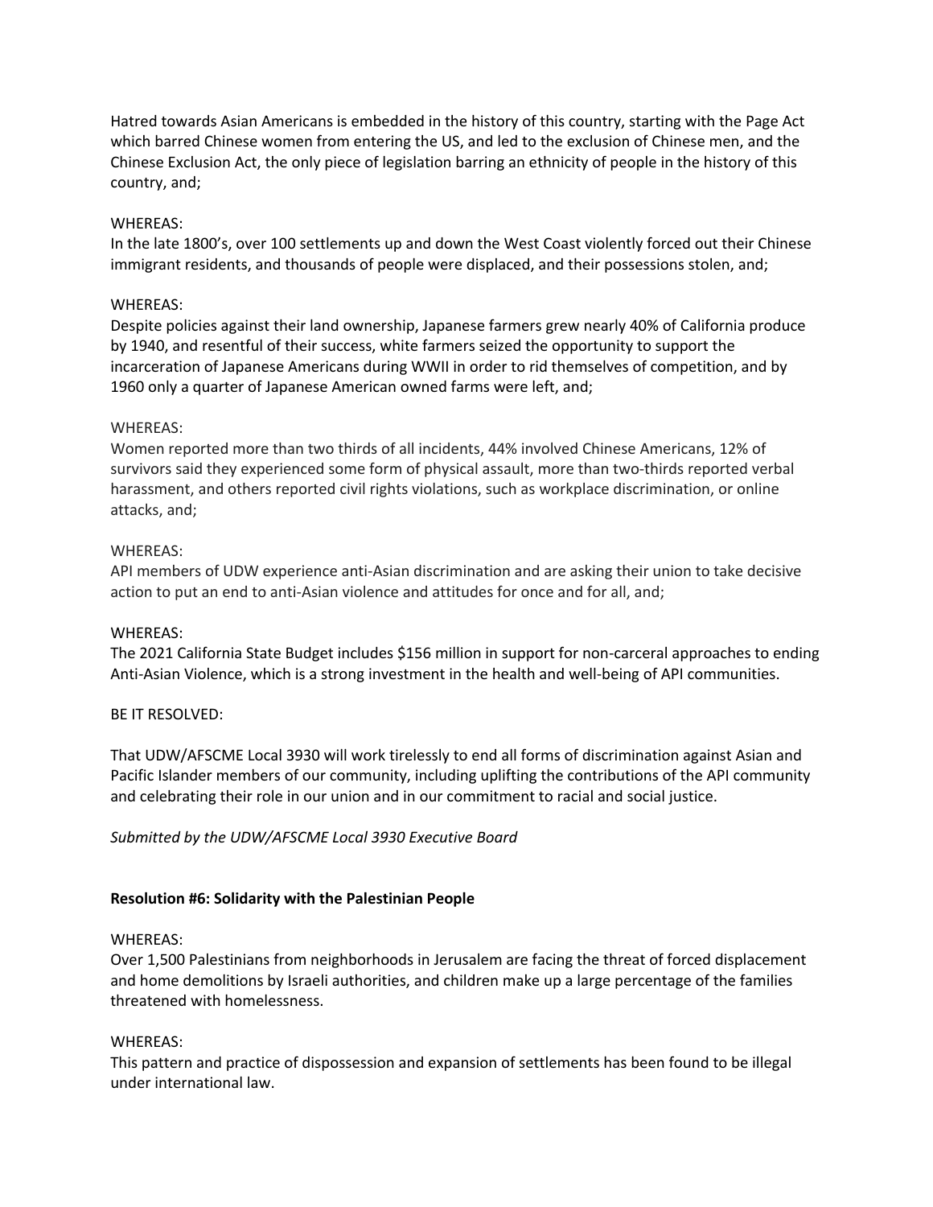Hatred towards Asian Americans is embedded in the history of this country, starting with the Page Act which barred Chinese women from entering the US, and led to the exclusion of Chinese men, and the Chinese Exclusion Act, the only piece of legislation barring an ethnicity of people in the history of this country, and;

WHEREAS:
In the late 1800's, over 100 settlements up and down the West Coast violently forced out their Chinese immigrant residents, and thousands of people were displaced, and their possessions stolen, and;

WHEREAS:
Despite policies against their land ownership, Japanese farmers grew nearly 40% of California produce by 1940, and resentful of their success, white farmers seized the opportunity to support the incarceration of Japanese Americans during WWII in order to rid themselves of competition, and by 1960 only a quarter of Japanese American owned farms were left, and;

WHEREAS:
Women reported more than two thirds of all incidents, 44% involved Chinese Americans, 12% of survivors said they experienced some form of physical assault, more than two-thirds reported verbal harassment, and others reported civil rights violations, such as workplace discrimination, or online attacks, and;

WHEREAS:
API members of UDW experience anti-Asian discrimination and are asking their union to take decisive action to put an end to anti-Asian violence and attitudes for once and for all, and;

WHEREAS:
The 2021 California State Budget includes $156 million in support for non-carceral approaches to ending Anti-Asian Violence, which is a strong investment in the health and well-being of API communities.

BE IT RESOLVED:

That UDW/AFSCME Local 3930 will work tirelessly to end all forms of discrimination against Asian and Pacific Islander members of our community, including uplifting the contributions of the API community and celebrating their role in our union and in our commitment to racial and social justice.

*Submitted by the UDW/AFSCME Local 3930 Executive Board*

**Resolution #6: Solidarity with the Palestinian People**

WHEREAS:
Over 1,500 Palestinians from neighborhoods in Jerusalem are facing the threat of forced displacement and home demolitions by Israeli authorities, and children make up a large percentage of the families threatened with homelessness.

WHEREAS:
This pattern and practice of dispossession and expansion of settlements has been found to be illegal under international law.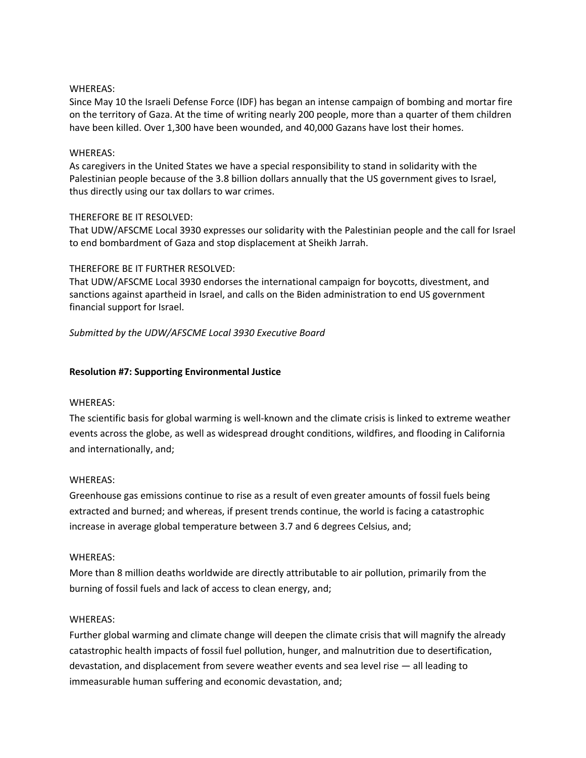WHEREAS:
Since May 10 the Israeli Defense Force (IDF) has began an intense campaign of bombing and mortar fire on the territory of Gaza. At the time of writing nearly 200 people, more than a quarter of them children have been killed. Over 1,300 have been wounded, and 40,000 Gazans have lost their homes.

WHEREAS:
As caregivers in the United States we have a special responsibility to stand in solidarity with the Palestinian people because of the 3.8 billion dollars annually that the US government gives to Israel, thus directly using our tax dollars to war crimes.

THEREFORE BE IT RESOLVED:
That UDW/AFSCME Local 3930 expresses our solidarity with the Palestinian people and the call for Israel to end bombardment of Gaza and stop displacement at Sheikh Jarrah.

THEREFORE BE IT FURTHER RESOLVED:
That UDW/AFSCME Local 3930 endorses the international campaign for boycotts, divestment, and sanctions against apartheid in Israel, and calls on the Biden administration to end US government financial support for Israel.

*Submitted by the UDW/AFSCME Local 3930 Executive Board*

**Resolution #7: Supporting Environmental Justice**

WHEREAS:
The scientific basis for global warming is well-known and the climate crisis is linked to extreme weather events across the globe, as well as widespread drought conditions, wildfires, and flooding in California and internationally, and;

WHEREAS:
Greenhouse gas emissions continue to rise as a result of even greater amounts of fossil fuels being extracted and burned; and whereas, if present trends continue, the world is facing a catastrophic increase in average global temperature between 3.7 and 6 degrees Celsius, and;

WHEREAS:
More than 8 million deaths worldwide are directly attributable to air pollution, primarily from the burning of fossil fuels and lack of access to clean energy, and;

WHEREAS:
Further global warming and climate change will deepen the climate crisis that will magnify the already catastrophic health impacts of fossil fuel pollution, hunger, and malnutrition due to desertification, devastation, and displacement from severe weather events and sea level rise — all leading to immeasurable human suffering and economic devastation, and;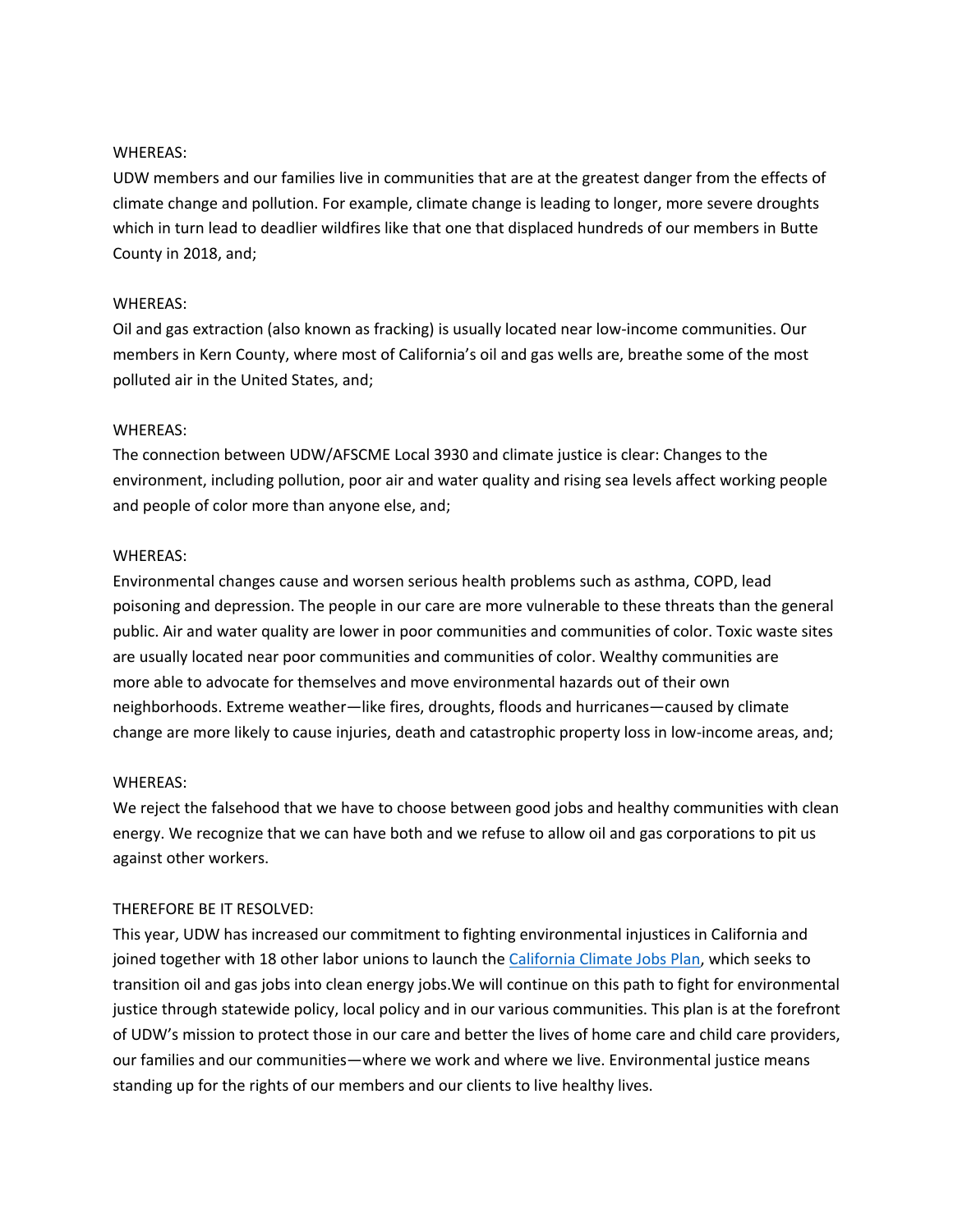WHEREAS:

UDW members and our families live in communities that are at the greatest danger from the effects of climate change and pollution. For example, climate change is leading to longer, more severe droughts which in turn lead to deadlier wildfires like that one that displaced hundreds of our members in Butte County in 2018, and;

WHEREAS:

Oil and gas extraction (also known as fracking) is usually located near low-income communities. Our members in Kern County, where most of California's oil and gas wells are, breathe some of the most polluted air in the United States, and;

WHEREAS:

The connection between UDW/AFSCME Local 3930 and climate justice is clear: Changes to the environment, including pollution, poor air and water quality and rising sea levels affect working people and people of color more than anyone else, and;

WHEREAS:

Environmental changes cause and worsen serious health problems such as asthma, COPD, lead poisoning and depression. The people in our care are more vulnerable to these threats than the general public. Air and water quality are lower in poor communities and communities of color. Toxic waste sites are usually located near poor communities and communities of color. Wealthy communities are more able to advocate for themselves and move environmental hazards out of their own neighborhoods. Extreme weather—like fires, droughts, floods and hurricanes—caused by climate change are more likely to cause injuries, death and catastrophic property loss in low-income areas, and;

WHEREAS:

We reject the falsehood that we have to choose between good jobs and healthy communities with clean energy. We recognize that we can have both and we refuse to allow oil and gas corporations to pit us against other workers.

THEREFORE BE IT RESOLVED:

This year, UDW has increased our commitment to fighting environmental injustices in California and joined together with 18 other labor unions to launch the California Climate Jobs Plan, which seeks to transition oil and gas jobs into clean energy jobs.We will continue on this path to fight for environmental justice through statewide policy, local policy and in our various communities. This plan is at the forefront of UDW's mission to protect those in our care and better the lives of home care and child care providers, our families and our communities—where we work and where we live. Environmental justice means standing up for the rights of our members and our clients to live healthy lives.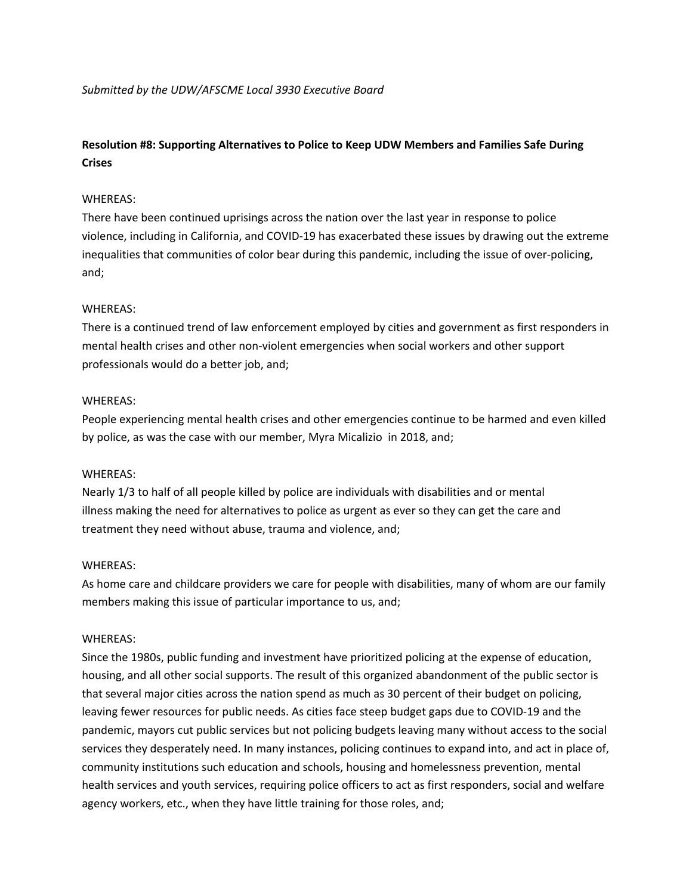*Submitted by the UDW/AFSCME Local 3930 Executive Board*

**Resolution #8: Supporting Alternatives to Police to Keep UDW Members and Families Safe During Crises**

WHEREAS:
There have been continued uprisings across the nation over the last year in response to police violence, including in California, and COVID-19 has exacerbated these issues by drawing out the extreme inequalities that communities of color bear during this pandemic, including the issue of over-policing, and;

WHEREAS:
There is a continued trend of law enforcement employed by cities and government as first responders in mental health crises and other non-violent emergencies when social workers and other support professionals would do a better job, and;

WHEREAS:
People experiencing mental health crises and other emergencies continue to be harmed and even killed by police, as was the case with our member, Myra Micalizio in 2018, and;

WHEREAS:
Nearly 1/3 to half of all people killed by police are individuals with disabilities and or mental illness making the need for alternatives to police as urgent as ever so they can get the care and treatment they need without abuse, trauma and violence, and;

WHEREAS:
As home care and childcare providers we care for people with disabilities, many of whom are our family members making this issue of particular importance to us, and;

WHEREAS:
Since the 1980s, public funding and investment have prioritized policing at the expense of education, housing, and all other social supports. The result of this organized abandonment of the public sector is that several major cities across the nation spend as much as 30 percent of their budget on policing, leaving fewer resources for public needs. As cities face steep budget gaps due to COVID-19 and the pandemic, mayors cut public services but not policing budgets leaving many without access to the social services they desperately need. In many instances, policing continues to expand into, and act in place of, community institutions such education and schools, housing and homelessness prevention, mental health services and youth services, requiring police officers to act as first responders, social and welfare agency workers, etc., when they have little training for those roles, and;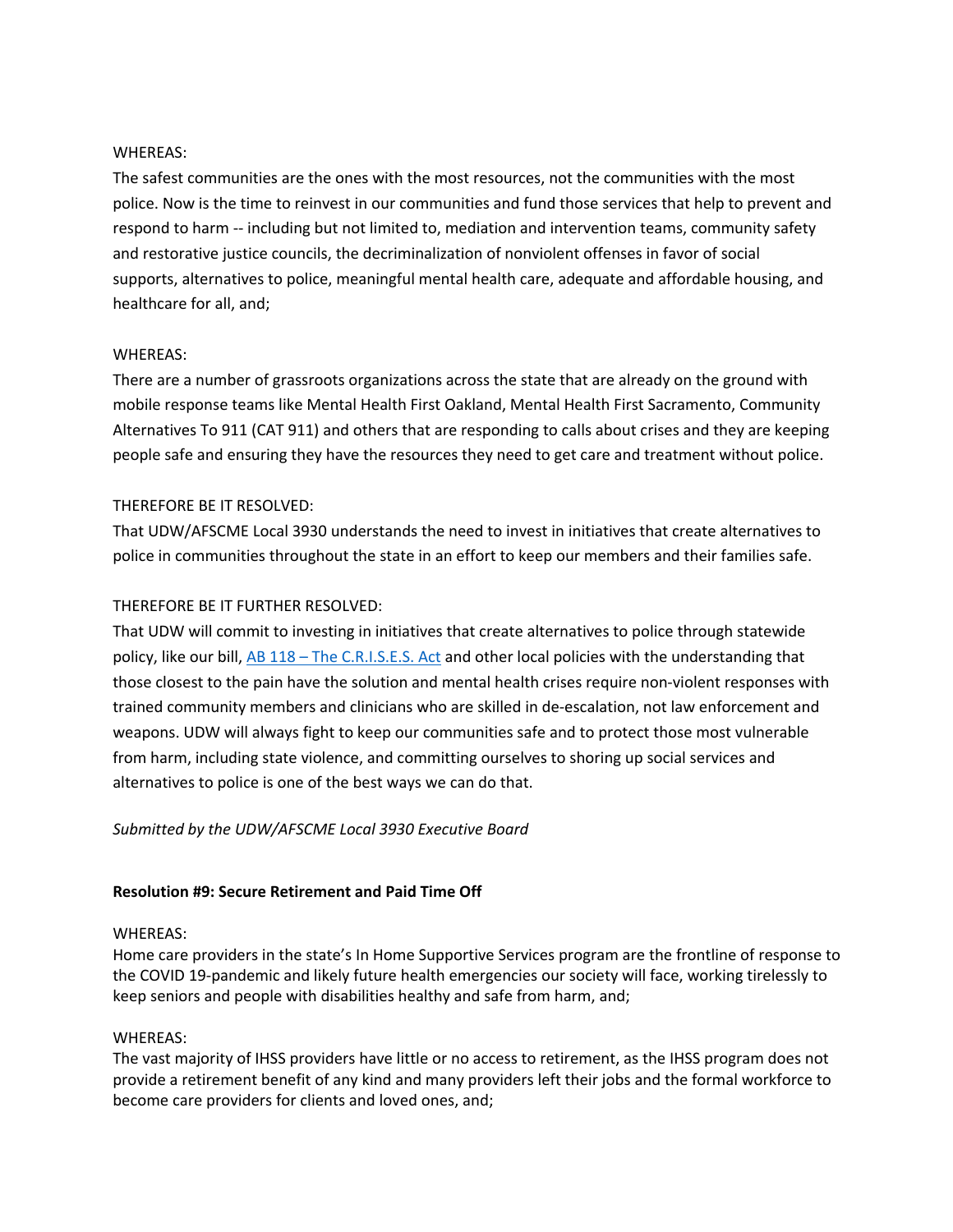WHEREAS:
The safest communities are the ones with the most resources, not the communities with the most police. Now is the time to reinvest in our communities and fund those services that help to prevent and respond to harm -- including but not limited to, mediation and intervention teams, community safety and restorative justice councils, the decriminalization of nonviolent offenses in favor of social supports, alternatives to police, meaningful mental health care, adequate and affordable housing, and healthcare for all, and;

WHEREAS:
There are a number of grassroots organizations across the state that are already on the ground with mobile response teams like Mental Health First Oakland, Mental Health First Sacramento, Community Alternatives To 911 (CAT 911) and others that are responding to calls about crises and they are keeping people safe and ensuring they have the resources they need to get care and treatment without police.

THEREFORE BE IT RESOLVED:
That UDW/AFSCME Local 3930 understands the need to invest in initiatives that create alternatives to police in communities throughout the state in an effort to keep our members and their families safe.

THEREFORE BE IT FURTHER RESOLVED:
That UDW will commit to investing in initiatives that create alternatives to police through statewide policy, like our bill, AB 118 – The C.R.I.S.E.S. Act and other local policies with the understanding that those closest to the pain have the solution and mental health crises require non-violent responses with trained community members and clinicians who are skilled in de-escalation, not law enforcement and weapons. UDW will always fight to keep our communities safe and to protect those most vulnerable from harm, including state violence, and committing ourselves to shoring up social services and alternatives to police is one of the best ways we can do that.

*Submitted by the UDW/AFSCME Local 3930 Executive Board*

**Resolution #9: Secure Retirement and Paid Time Off**

WHEREAS:
Home care providers in the state's In Home Supportive Services program are the frontline of response to the COVID 19-pandemic and likely future health emergencies our society will face, working tirelessly to keep seniors and people with disabilities healthy and safe from harm, and;

WHEREAS:
The vast majority of IHSS providers have little or no access to retirement, as the IHSS program does not provide a retirement benefit of any kind and many providers left their jobs and the formal workforce to become care providers for clients and loved ones, and;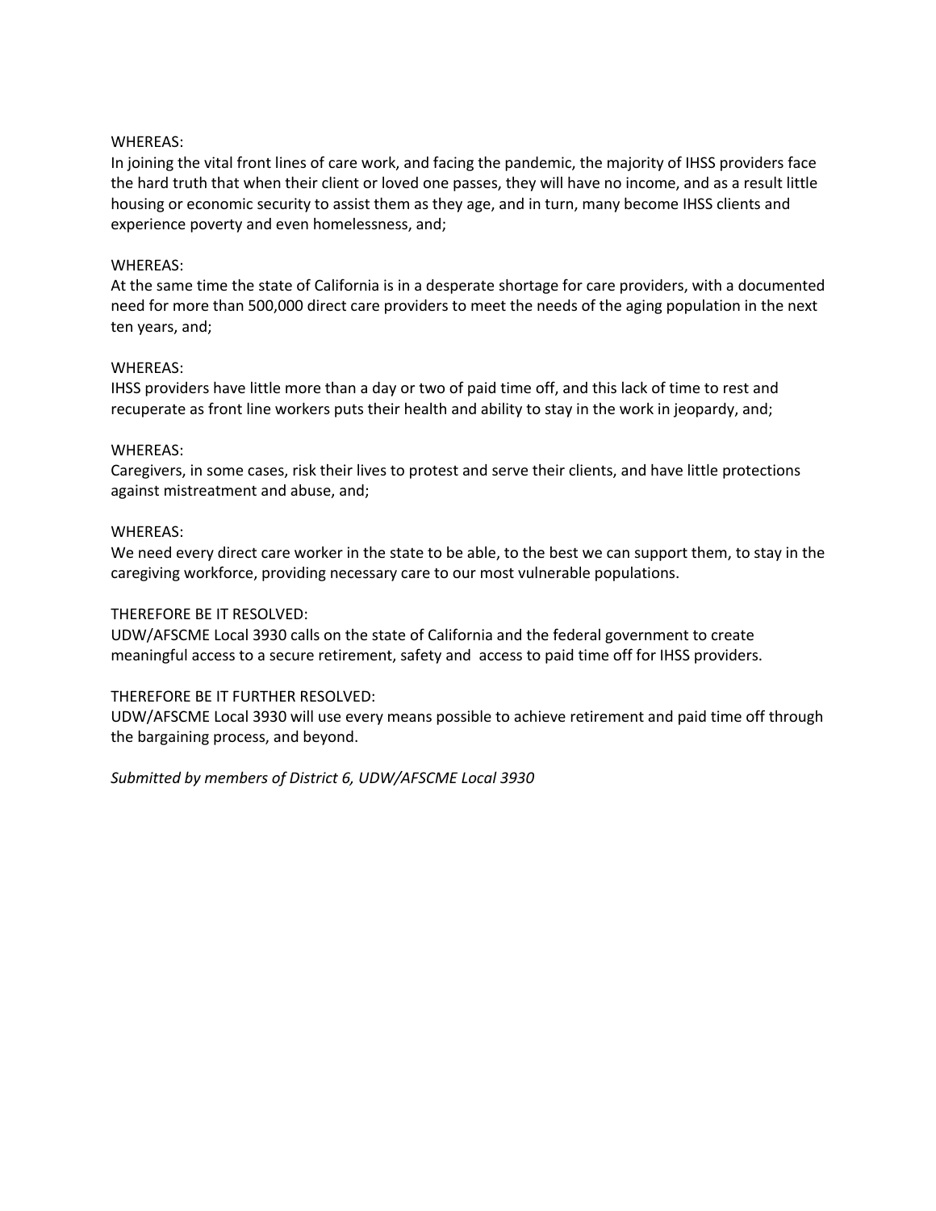WHEREAS:
In joining the vital front lines of care work, and facing the pandemic, the majority of IHSS providers face the hard truth that when their client or loved one passes, they will have no income, and as a result little housing or economic security to assist them as they age, and in turn, many become IHSS clients and experience poverty and even homelessness, and;

WHEREAS:
At the same time the state of California is in a desperate shortage for care providers, with a documented need for more than 500,000 direct care providers to meet the needs of the aging population in the next ten years, and;

WHEREAS:
IHSS providers have little more than a day or two of paid time off, and this lack of time to rest and recuperate as front line workers puts their health and ability to stay in the work in jeopardy, and;

WHEREAS:
Caregivers, in some cases, risk their lives to protest and serve their clients, and have little protections against mistreatment and abuse, and;

WHEREAS:
We need every direct care worker in the state to be able, to the best we can support them, to stay in the caregiving workforce, providing necessary care to our most vulnerable populations.

THEREFORE BE IT RESOLVED:
UDW/AFSCME Local 3930 calls on the state of California and the federal government to create meaningful access to a secure retirement, safety and access to paid time off for IHSS providers.

THEREFORE BE IT FURTHER RESOLVED:
UDW/AFSCME Local 3930 will use every means possible to achieve retirement and paid time off through the bargaining process, and beyond.

*Submitted by members of District 6, UDW/AFSCME Local 3930*